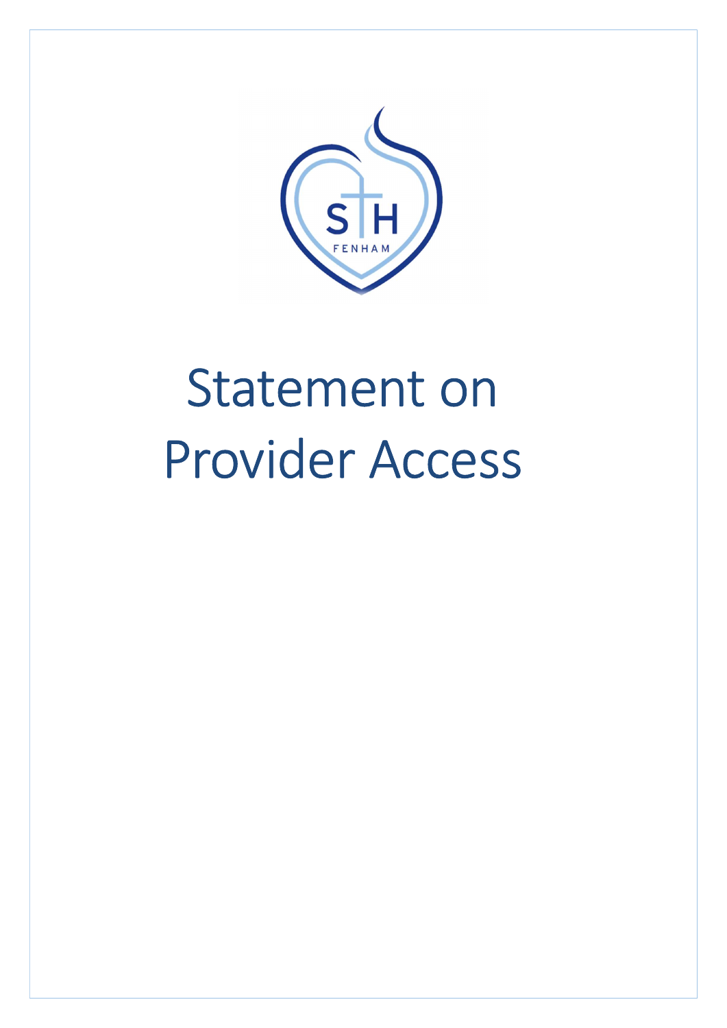# Statement on Provider Access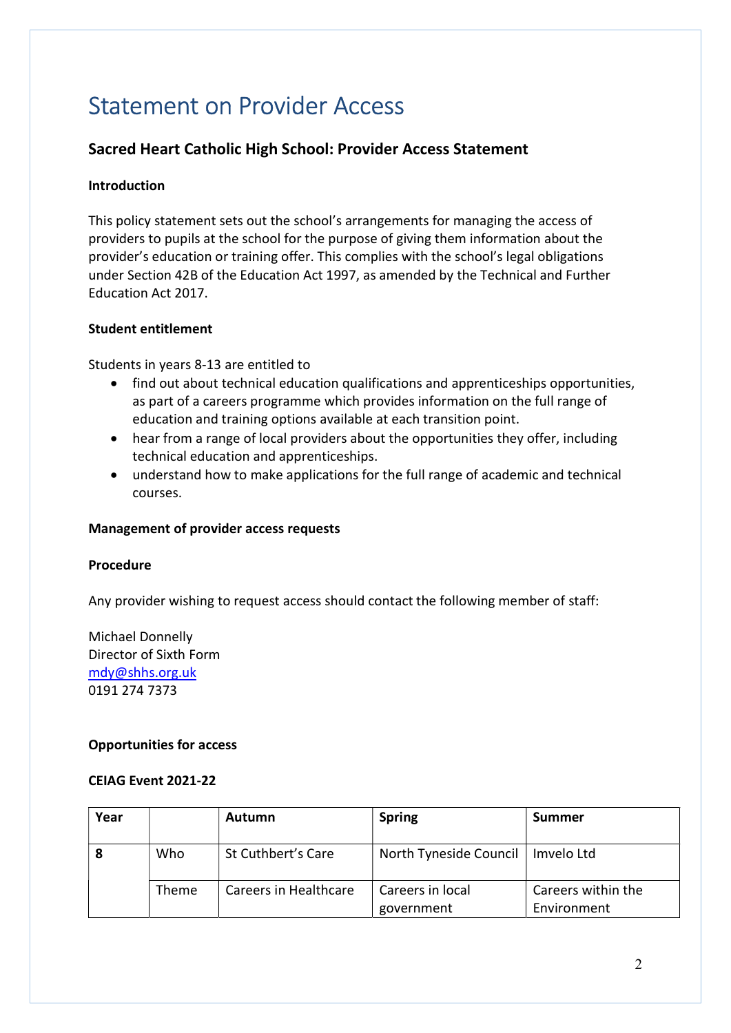# Statement on Provider Access

## Sacred Heart Catholic High School: Provider Access Statement

**Introduction**

This policy statement sets out the school's arrangements for managing the access of providers to pupils at the school for the purpose of giving them information about the provider's education or training offer. This complies with the school's legal obligations under Section 42B of the Education Act 1997, as amended by the Technical and Further Education Act 2017.

**Student entitlement**

Students in years 8-13 are entitled to

- find out about technical education qualifications and apprenticeships opportunities, as part of a careers programme which provides information on the full range of education and training options available at each transition point.
- hear from a range of local providers about the opportunities they offer, including technical education and apprenticeships.
- understand how to make applications for the full range of academic and technical courses.

**Management of provider access requests**

**Procedure**

Any provider wishing to request access should contact the following member of staff:

Michael Donnelly
Director of Sixth Form
mdy@shhs.org.uk
0191 274 7373

**Opportunities for access**

**CEIAG Event 2021-22**

| Year | | Autumn | Spring | Summer |
|---|---|---|---|---|
| 8 | Who | St Cuthbert's Care | North Tyneside Council | Imvelo Ltd |
| | Theme | Careers in Healthcare | Careers in local government | Careers within the Environment |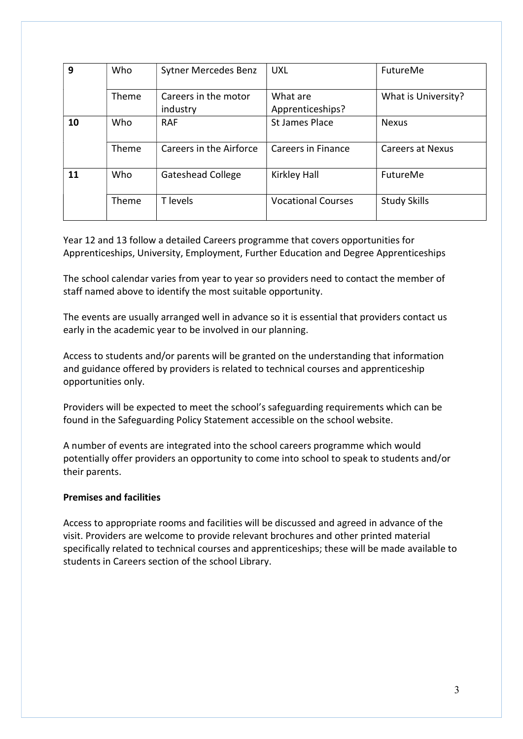| | | | | |
|---|---|---|---|---|
| **9** | Who | Sytner Mercedes Benz | UXL | FutureMe |
| | Theme | Careers in the motor industry | What are Apprenticeships? | What is University? |
| **10** | Who | RAF | St James Place | Nexus |
| | Theme | Careers in the Airforce | Careers in Finance | Careers at Nexus |
| **11** | Who | Gateshead College | Kirkley Hall | FutureMe |
| | Theme | T levels | Vocational Courses | Study Skills |

Year 12 and 13 follow a detailed Careers programme that covers opportunities for Apprenticeships, University, Employment, Further Education and Degree Apprenticeships

The school calendar varies from year to year so providers need to contact the member of staff named above to identify the most suitable opportunity.

The events are usually arranged well in advance so it is essential that providers contact us early in the academic year to be involved in our planning.

Access to students and/or parents will be granted on the understanding that information and guidance offered by providers is related to technical courses and apprenticeship opportunities only.

Providers will be expected to meet the school's safeguarding requirements which can be found in the Safeguarding Policy Statement accessible on the school website.

A number of events are integrated into the school careers programme which would potentially offer providers an opportunity to come into school to speak to students and/or their parents.

**Premises and facilities**

Access to appropriate rooms and facilities will be discussed and agreed in advance of the visit. Providers are welcome to provide relevant brochures and other printed material specifically related to technical courses and apprenticeships; these will be made available to students in Careers section of the school Library.